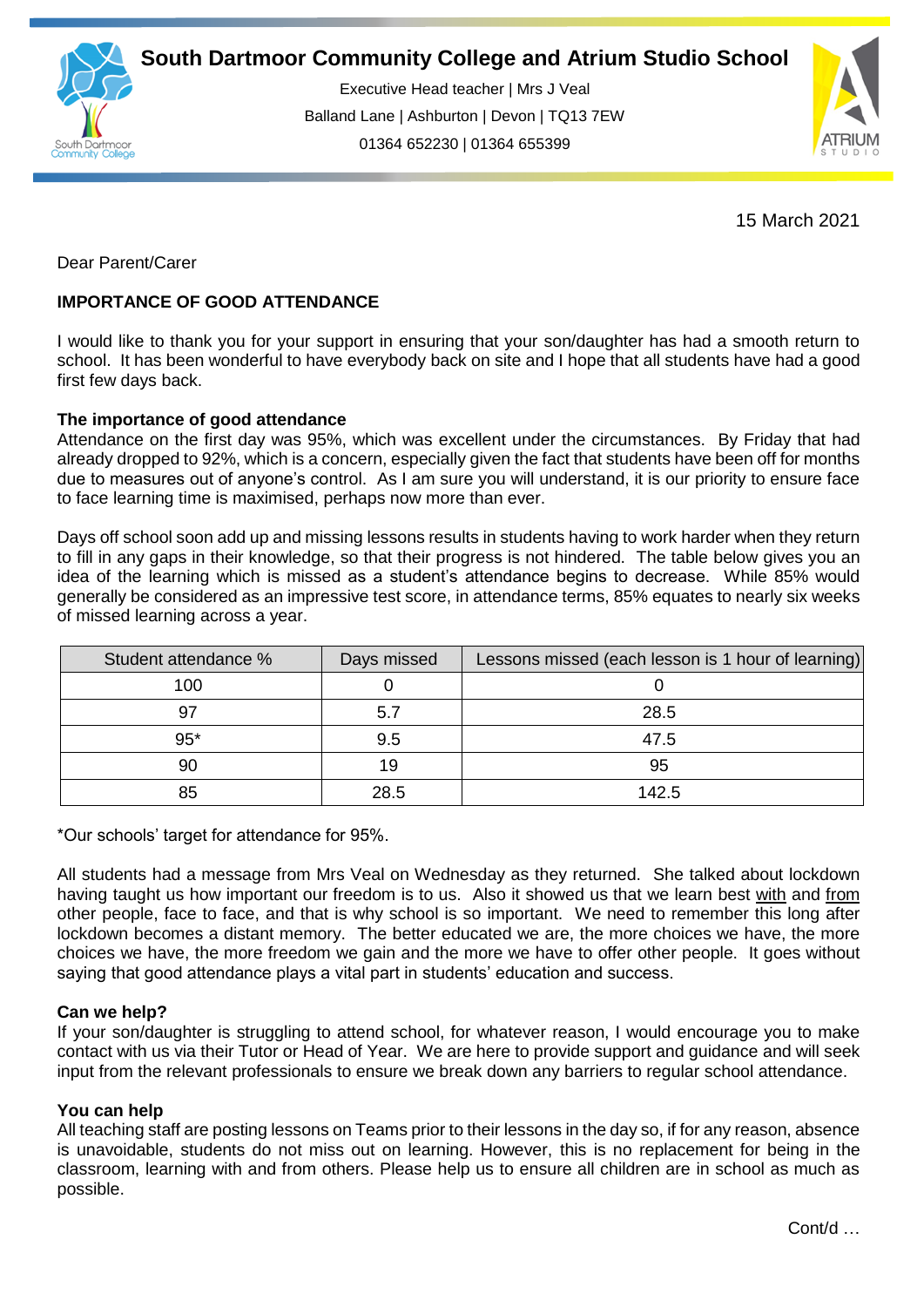# South Dartmoor Community College and Atrium Studio School

Executive Head teacher | Mrs J Veal
Balland Lane | Ashburton | Devon | TQ13 7EW
01364 652230 | 01364 655399

15 March 2021

Dear Parent/Carer

**IMPORTANCE OF GOOD ATTENDANCE**

I would like to thank you for your support in ensuring that your son/daughter has had a smooth return to school. It has been wonderful to have everybody back on site and I hope that all students have had a good first few days back.

**The importance of good attendance**

Attendance on the first day was 95%, which was excellent under the circumstances. By Friday that had already dropped to 92%, which is a concern, especially given the fact that students have been off for months due to measures out of anyone's control. As I am sure you will understand, it is our priority to ensure face to face learning time is maximised, perhaps now more than ever.

Days off school soon add up and missing lessons results in students having to work harder when they return to fill in any gaps in their knowledge, so that their progress is not hindered. The table below gives you an idea of the learning which is missed as a student's attendance begins to decrease. While 85% would generally be considered as an impressive test score, in attendance terms, 85% equates to nearly six weeks of missed learning across a year.

| Student attendance % | Days missed | Lessons missed (each lesson is 1 hour of learning) |
|---|---|---|
| 100 | 0 | 0 |
| 97 | 5.7 | 28.5 |
| 95* | 9.5 | 47.5 |
| 90 | 19 | 95 |
| 85 | 28.5 | 142.5 |

*Our schools' target for attendance for 95%.

All students had a message from Mrs Veal on Wednesday as they returned. She talked about lockdown having taught us how important our freedom is to us. Also it showed us that we learn best with and from other people, face to face, and that is why school is so important. We need to remember this long after lockdown becomes a distant memory. The better educated we are, the more choices we have, the more choices we have, the more freedom we gain and the more we have to offer other people. It goes without saying that good attendance plays a vital part in students' education and success.

**Can we help?**

If your son/daughter is struggling to attend school, for whatever reason, I would encourage you to make contact with us via their Tutor or Head of Year. We are here to provide support and guidance and will seek input from the relevant professionals to ensure we break down any barriers to regular school attendance.

**You can help**

All teaching staff are posting lessons on Teams prior to their lessons in the day so, if for any reason, absence is unavoidable, students do not miss out on learning. However, this is no replacement for being in the classroom, learning with and from others. Please help us to ensure all children are in school as much as possible.

Cont/d …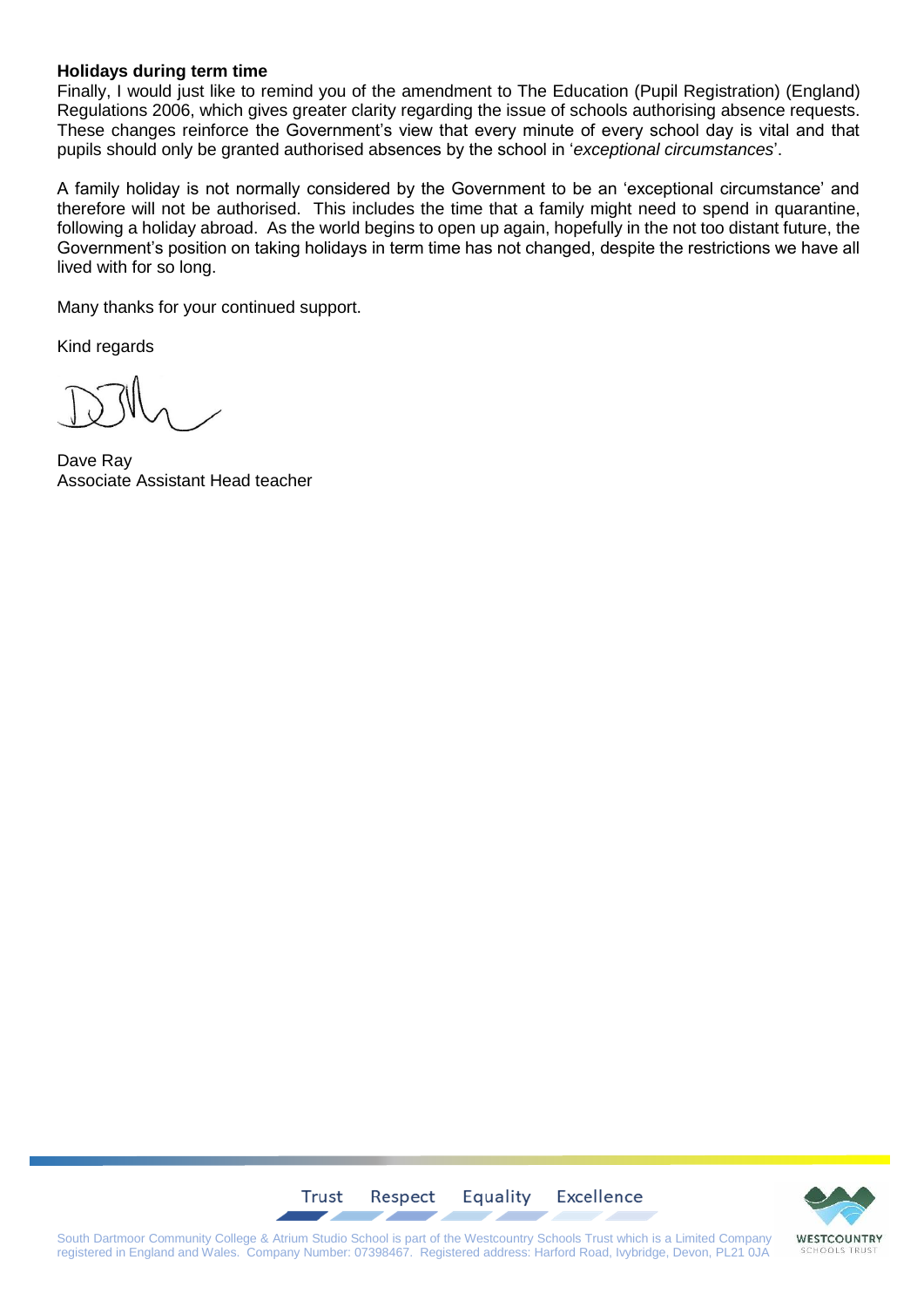**Holidays during term time**

Finally, I would just like to remind you of the amendment to The Education (Pupil Registration) (England) Regulations 2006, which gives greater clarity regarding the issue of schools authorising absence requests. These changes reinforce the Government's view that every minute of every school day is vital and that pupils should only be granted authorised absences by the school in '*exceptional circumstances*'.

A family holiday is not normally considered by the Government to be an 'exceptional circumstance' and therefore will not be authorised. This includes the time that a family might need to spend in quarantine, following a holiday abroad. As the world begins to open up again, hopefully in the not too distant future, the Government's position on taking holidays in term time has not changed, despite the restrictions we have all lived with for so long.

Many thanks for your continued support.

Kind regards

Dave Ray
Associate Assistant Head teacher

Trust Respect Equality Excellence

South Dartmoor Community College & Atrium Studio School is part of the Westcountry Schools Trust which is a Limited Company registered in England and Wales. Company Number: 07398467. Registered address: Harford Road, Ivybridge, Devon, PL21 0JA